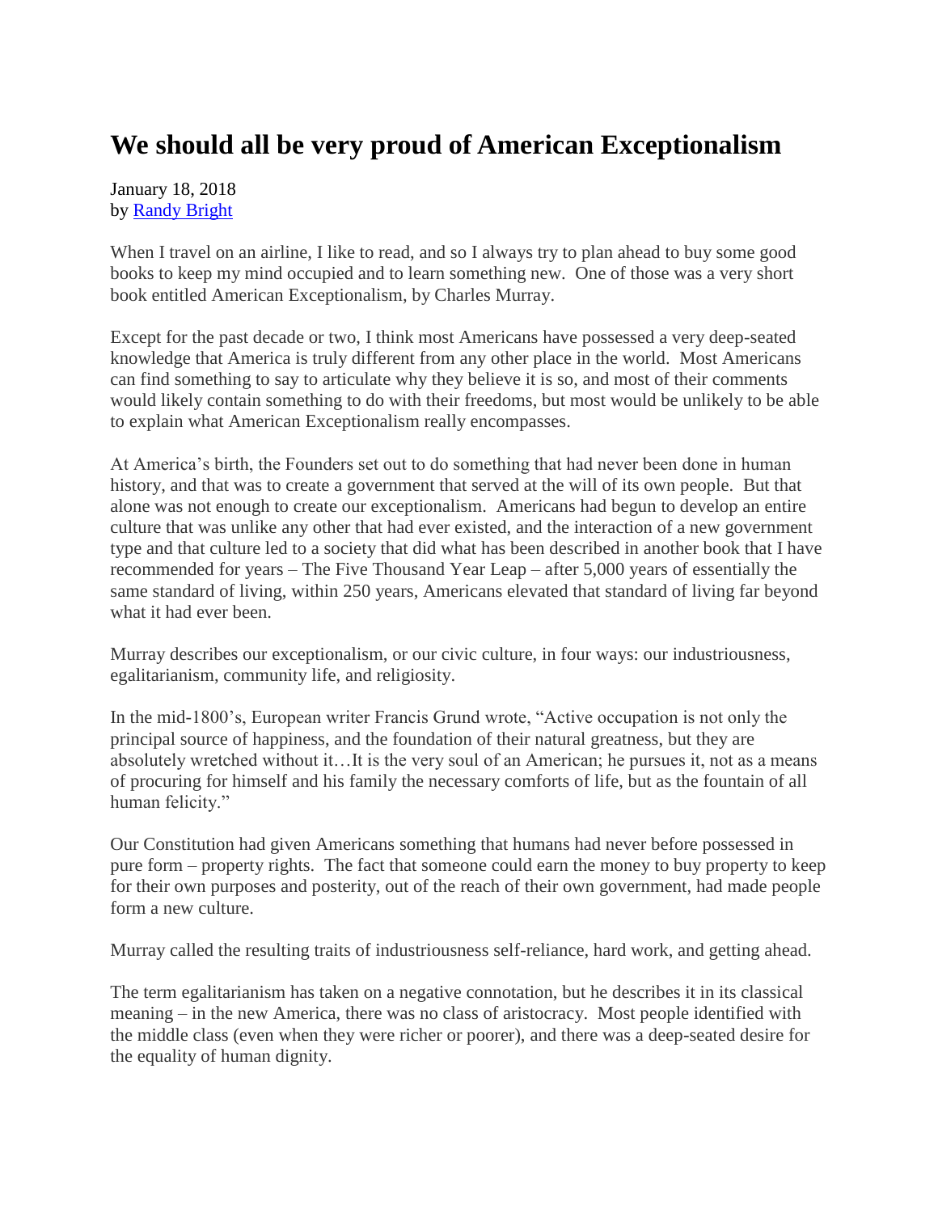# We should all be very proud of American Exceptionalism

January 18, 2018
by Randy Bright

When I travel on an airline, I like to read, and so I always try to plan ahead to buy some good books to keep my mind occupied and to learn something new. One of those was a very short book entitled American Exceptionalism, by Charles Murray.

Except for the past decade or two, I think most Americans have possessed a very deep-seated knowledge that America is truly different from any other place in the world. Most Americans can find something to say to articulate why they believe it is so, and most of their comments would likely contain something to do with their freedoms, but most would be unlikely to be able to explain what American Exceptionalism really encompasses.

At America's birth, the Founders set out to do something that had never been done in human history, and that was to create a government that served at the will of its own people. But that alone was not enough to create our exceptionalism. Americans had begun to develop an entire culture that was unlike any other that had ever existed, and the interaction of a new government type and that culture led to a society that did what has been described in another book that I have recommended for years – The Five Thousand Year Leap – after 5,000 years of essentially the same standard of living, within 250 years, Americans elevated that standard of living far beyond what it had ever been.

Murray describes our exceptionalism, or our civic culture, in four ways: our industriousness, egalitarianism, community life, and religiosity.

In the mid-1800's, European writer Francis Grund wrote, "Active occupation is not only the principal source of happiness, and the foundation of their natural greatness, but they are absolutely wretched without it…It is the very soul of an American; he pursues it, not as a means of procuring for himself and his family the necessary comforts of life, but as the fountain of all human felicity."

Our Constitution had given Americans something that humans had never before possessed in pure form – property rights. The fact that someone could earn the money to buy property to keep for their own purposes and posterity, out of the reach of their own government, had made people form a new culture.

Murray called the resulting traits of industriousness self-reliance, hard work, and getting ahead.

The term egalitarianism has taken on a negative connotation, but he describes it in its classical meaning – in the new America, there was no class of aristocracy. Most people identified with the middle class (even when they were richer or poorer), and there was a deep-seated desire for the equality of human dignity.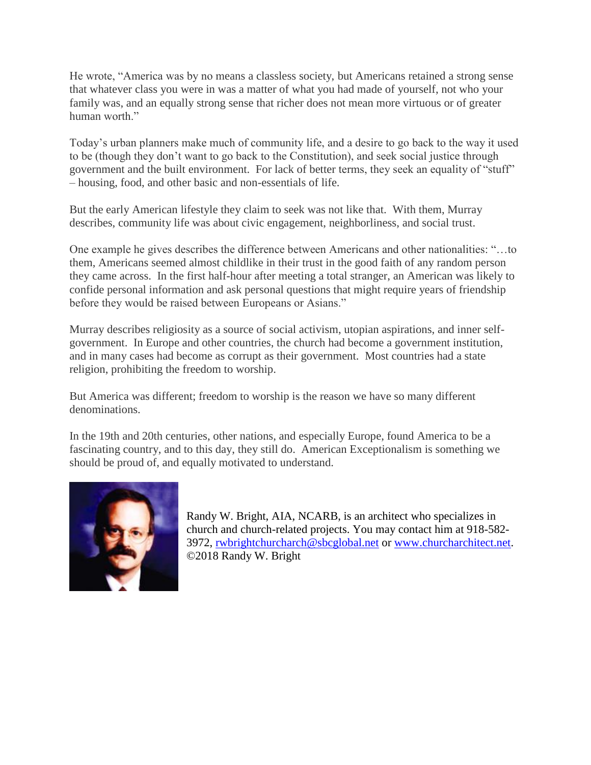He wrote, “America was by no means a classless society, but Americans retained a strong sense that whatever class you were in was a matter of what you had made of yourself, not who your family was, and an equally strong sense that richer does not mean more virtuous or of greater human worth.”

Today’s urban planners make much of community life, and a desire to go back to the way it used to be (though they don’t want to go back to the Constitution), and seek social justice through government and the built environment. For lack of better terms, they seek an equality of “stuff” – housing, food, and other basic and non-essentials of life.

But the early American lifestyle they claim to seek was not like that. With them, Murray describes, community life was about civic engagement, neighborliness, and social trust.

One example he gives describes the difference between Americans and other nationalities: “…to them, Americans seemed almost childlike in their trust in the good faith of any random person they came across. In the first half-hour after meeting a total stranger, an American was likely to confide personal information and ask personal questions that might require years of friendship before they would be raised between Europeans or Asians.”

Murray describes religiosity as a source of social activism, utopian aspirations, and inner self-government. In Europe and other countries, the church had become a government institution, and in many cases had become as corrupt as their government. Most countries had a state religion, prohibiting the freedom to worship.

But America was different; freedom to worship is the reason we have so many different denominations.

In the 19th and 20th centuries, other nations, and especially Europe, found America to be a fascinating country, and to this day, they still do. American Exceptionalism is something we should be proud of, and equally motivated to understand.

Randy W. Bright, AIA, NCARB, is an architect who specializes in church and church-related projects. You may contact him at 918-582-3972, [rwbrightchurcharch@sbcglobal.net](mailto:rwbrightchurcharch@sbcglobal.net) or [www.churcharchitect.net](http://www.churcharchitect.net). ©2018 Randy W. Bright